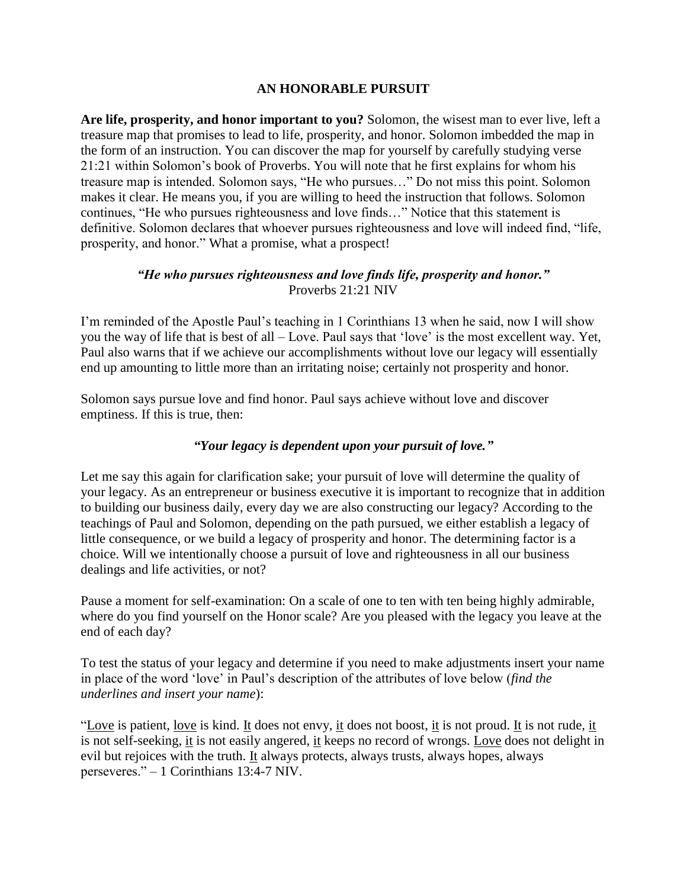# AN HONORABLE PURSUIT

**Are life, prosperity, and honor important to you?** Solomon, the wisest man to ever live, left a treasure map that promises to lead to life, prosperity, and honor. Solomon imbedded the map in the form of an instruction. You can discover the map for yourself by carefully studying verse 21:21 within Solomon's book of Proverbs. You will note that he first explains for whom his treasure map is intended. Solomon says, "He who pursues…" Do not miss this point. Solomon makes it clear. He means you, if you are willing to heed the instruction that follows. Solomon continues, "He who pursues righteousness and love finds…" Notice that this statement is definitive. Solomon declares that whoever pursues righteousness and love will indeed find, "life, prosperity, and honor." What a promise, what a prospect!

***"He who pursues righteousness and love finds life, prosperity and honor."***
Proverbs 21:21 NIV

I'm reminded of the Apostle Paul's teaching in 1 Corinthians 13 when he said, now I will show you the way of life that is best of all – Love. Paul says that 'love' is the most excellent way. Yet, Paul also warns that if we achieve our accomplishments without love our legacy will essentially end up amounting to little more than an irritating noise; certainly not prosperity and honor.

Solomon says pursue love and find honor. Paul says achieve without love and discover emptiness. If this is true, then:

***"Your legacy is dependent upon your pursuit of love."***

Let me say this again for clarification sake; your pursuit of love will determine the quality of your legacy. As an entrepreneur or business executive it is important to recognize that in addition to building our business daily, every day we are also constructing our legacy? According to the teachings of Paul and Solomon, depending on the path pursued, we either establish a legacy of little consequence, or we build a legacy of prosperity and honor. The determining factor is a choice. Will we intentionally choose a pursuit of love and righteousness in all our business dealings and life activities, or not?

Pause a moment for self-examination: On a scale of one to ten with ten being highly admirable, where do you find yourself on the Honor scale? Are you pleased with the legacy you leave at the end of each day?

To test the status of your legacy and determine if you need to make adjustments insert your name in place of the word 'love' in Paul's description of the attributes of love below (*find the underlines and insert your name*):

"<u>Love</u> is patient, <u>love</u> is kind. <u>It</u> does not envy, <u>it</u> does not boost, <u>it</u> is not proud. <u>It</u> is not rude, <u>it</u> is not self-seeking, <u>it</u> is not easily angered, <u>it</u> keeps no record of wrongs. <u>Love</u> does not delight in evil but rejoices with the truth. <u>It</u> always protects, always trusts, always hopes, always perseveres." – 1 Corinthians 13:4-7 NIV.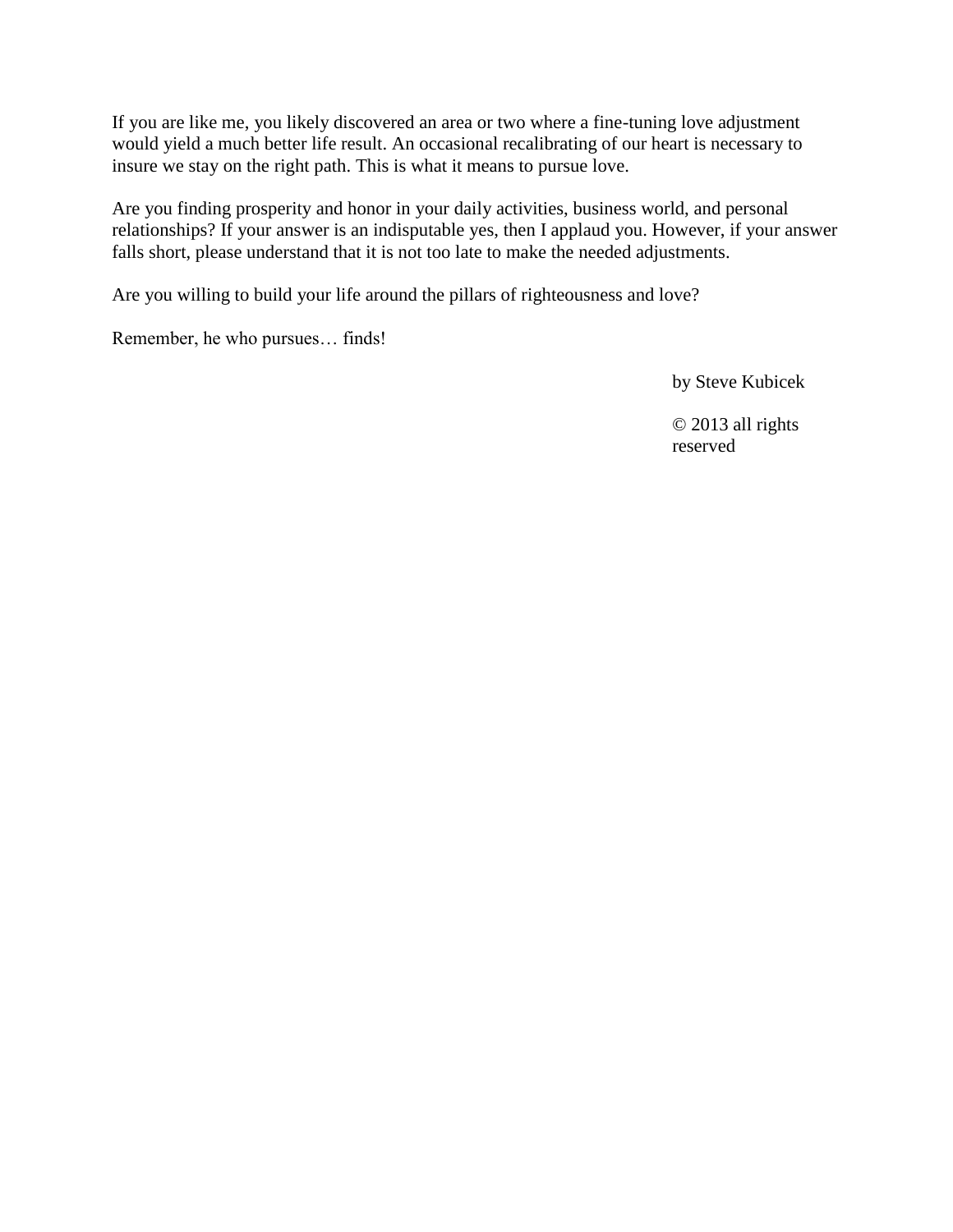If you are like me, you likely discovered an area or two where a fine-tuning love adjustment would yield a much better life result. An occasional recalibrating of our heart is necessary to insure we stay on the right path. This is what it means to pursue love.

Are you finding prosperity and honor in your daily activities, business world, and personal relationships? If your answer is an indisputable yes, then I applaud you. However, if your answer falls short, please understand that it is not too late to make the needed adjustments.

Are you willing to build your life around the pillars of righteousness and love?

Remember, he who pursues… finds!

by Steve Kubicek

© 2013 all rights reserved